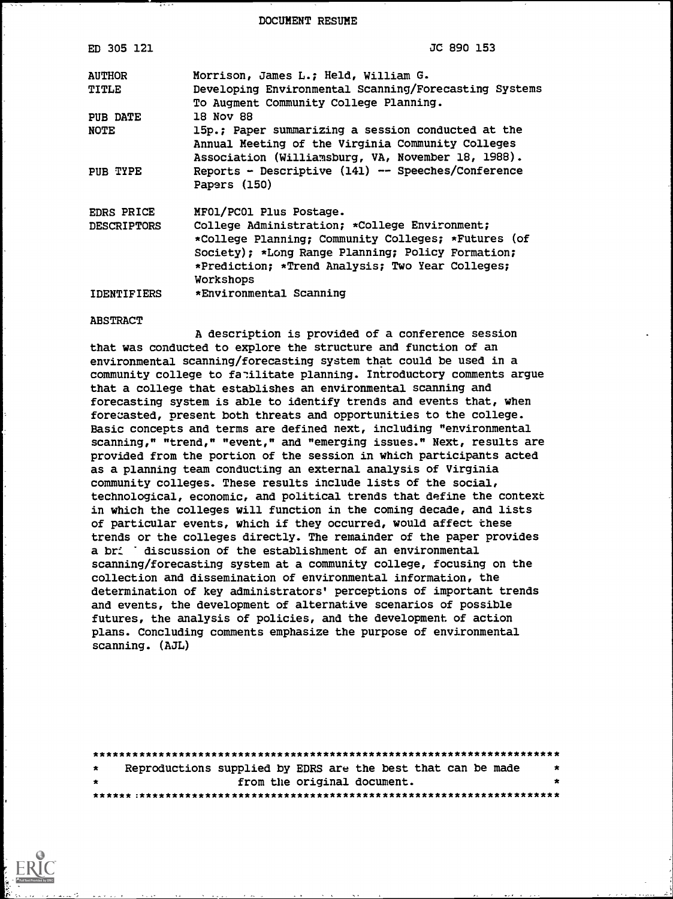DOCUMENT RESUME

| | |
|---|---|
| ED 305 121 | JC 890 153 |
| AUTHOR | Morrison, James L.; Held, William G. |
| TITLE | Developing Environmental Scanning/Forecasting Systems To Augment Community College Planning. |
| PUB DATE | 18 Nov 88 |
| NOTE | 15p.; Paper summarizing a session conducted at the Annual Meeting of the Virginia Community Colleges Association (Williamsburg, VA, November 18, 1988). |
| PUB TYPE | Reports - Descriptive (141) -- Speeches/Conference Papers (150) |
| EDRS PRICE | MF01/PC01 Plus Postage. |
| DESCRIPTORS | College Administration; *College Environment; *College Planning; Community Colleges; *Futures (of Society); *Long Range Planning; Policy Formation; *Prediction; *Trend Analysis; Two Year Colleges; Workshops |
| IDENTIFIERS | *Environmental Scanning |

ABSTRACT

A description is provided of a conference session that was conducted to explore the structure and function of an environmental scanning/forecasting system that could be used in a community college to facilitate planning. Introductory comments argue that a college that establishes an environmental scanning and forecasting system is able to identify trends and events that, when forecasted, present both threats and opportunities to the college. Basic concepts and terms are defined next, including "environmental scanning," "trend," "event," and "emerging issues." Next, results are provided from the portion of the session in which participants acted as a planning team conducting an external analysis of Virginia community colleges. These results include lists of the social, technological, economic, and political trends that define the context in which the colleges will function in the coming decade, and lists of particular events, which if they occurred, would affect these trends or the colleges directly. The remainder of the paper provides a brief discussion of the establishment of an environmental scanning/forecasting system at a community college, focusing on the collection and dissemination of environmental information, the determination of key administrators' perceptions of important trends and events, the development of alternative scenarios of possible futures, the analysis of policies, and the development of action plans. Concluding comments emphasize the purpose of environmental scanning. (AJL)

***********************************************************************

* Reproductions supplied by EDRS are the best that can be made *
* from the original document. *

***********************************************************************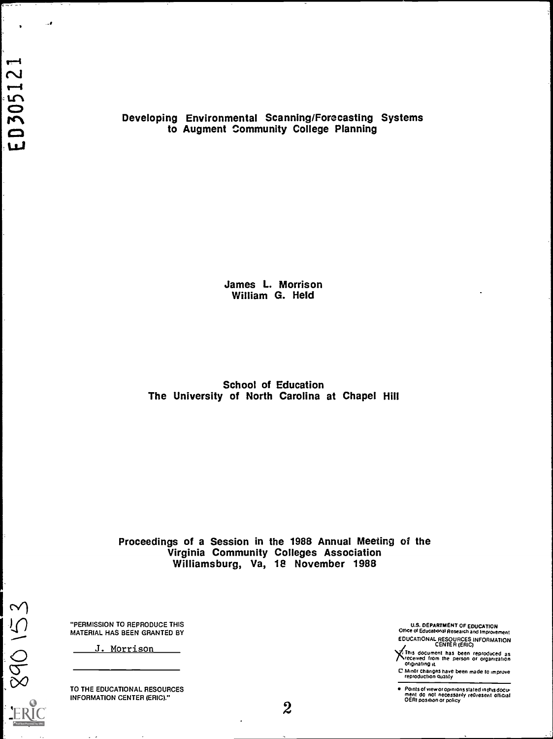ED305121

# Developing Environmental Scanning/Forecasting Systems to Augment Community College Planning

James L. Morrison
William G. Held

School of Education
The University of North Carolina at Chapel Hill

Proceedings of a Session in the 1988 Annual Meeting of the Virginia Community Colleges Association
Williamsburg, Va, 18 November 1988

"PERMISSION TO REPRODUCE THIS MATERIAL HAS BEEN GRANTED BY

J. Morrison

TO THE EDUCATIONAL RESOURCES INFORMATION CENTER (ERIC)."

U.S. DEPARTMENT OF EDUCATION
Office of Educational Research and Improvement
EDUCATIONAL RESOURCES INFORMATION CENTER (ERIC)

- X This document has been reproduced as received from the person or organization originating it.
- Minor changes have been made to improve reproduction quality.
- Points of view or opinions stated in this document do not necessarily represent official OERI position or policy

890153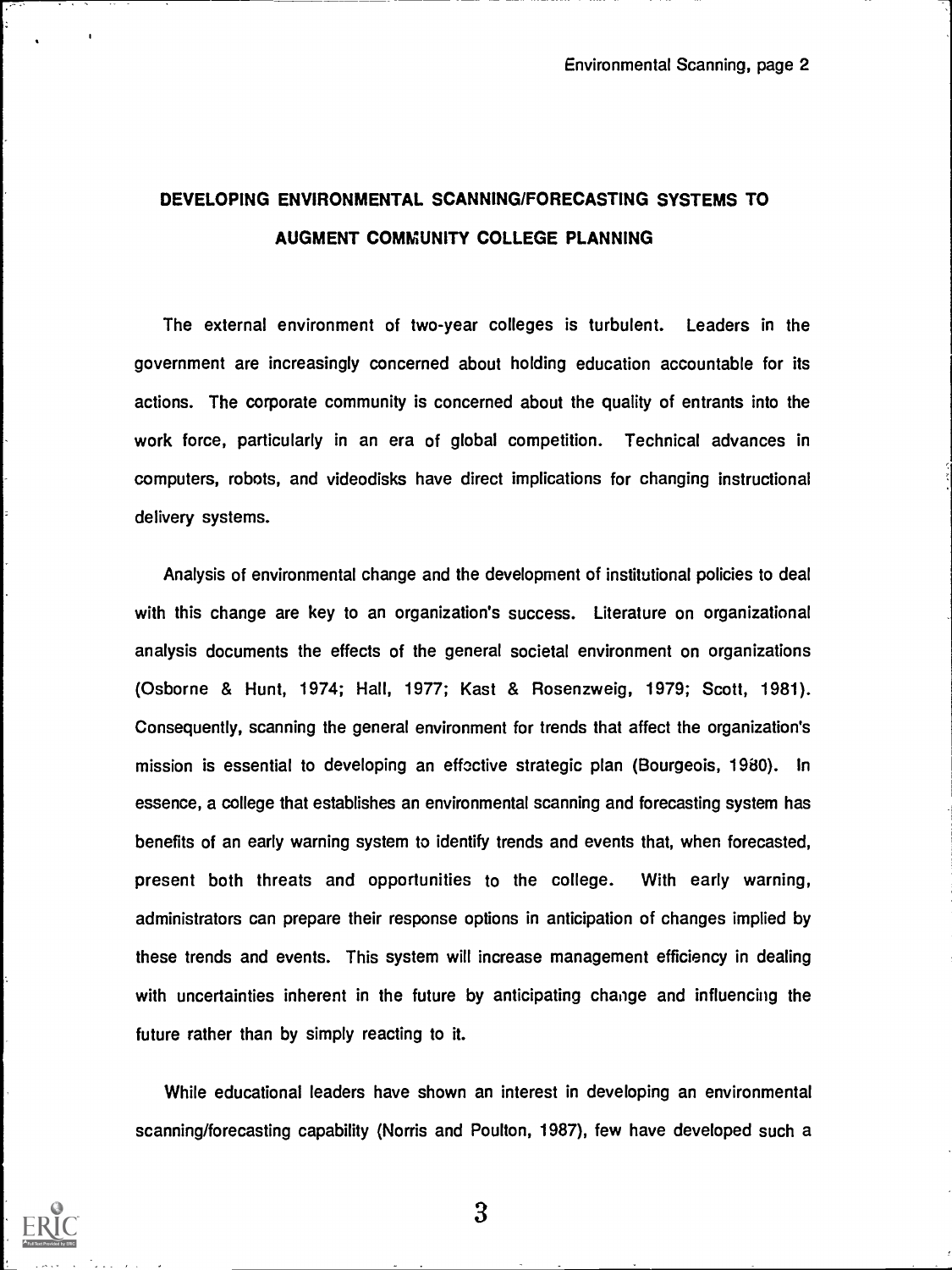# DEVELOPING ENVIRONMENTAL SCANNING/FORECASTING SYSTEMS TO AUGMENT COMMUNITY COLLEGE PLANNING

The external environment of two-year colleges is turbulent. Leaders in the government are increasingly concerned about holding education accountable for its actions. The corporate community is concerned about the quality of entrants into the work force, particularly in an era of global competition. Technical advances in computers, robots, and videodisks have direct implications for changing instructional delivery systems.

Analysis of environmental change and the development of institutional policies to deal with this change are key to an organization's success. Literature on organizational analysis documents the effects of the general societal environment on organizations (Osborne & Hunt, 1974; Hall, 1977; Kast & Rosenzweig, 1979; Scott, 1981). Consequently, scanning the general environment for trends that affect the organization's mission is essential to developing an effective strategic plan (Bourgeois, 1980). In essence, a college that establishes an environmental scanning and forecasting system has benefits of an early warning system to identify trends and events that, when forecasted, present both threats and opportunities to the college. With early warning, administrators can prepare their response options in anticipation of changes implied by these trends and events. This system will increase management efficiency in dealing with uncertainties inherent in the future by anticipating change and influencing the future rather than by simply reacting to it.

While educational leaders have shown an interest in developing an environmental scanning/forecasting capability (Norris and Poulton, 1987), few have developed such a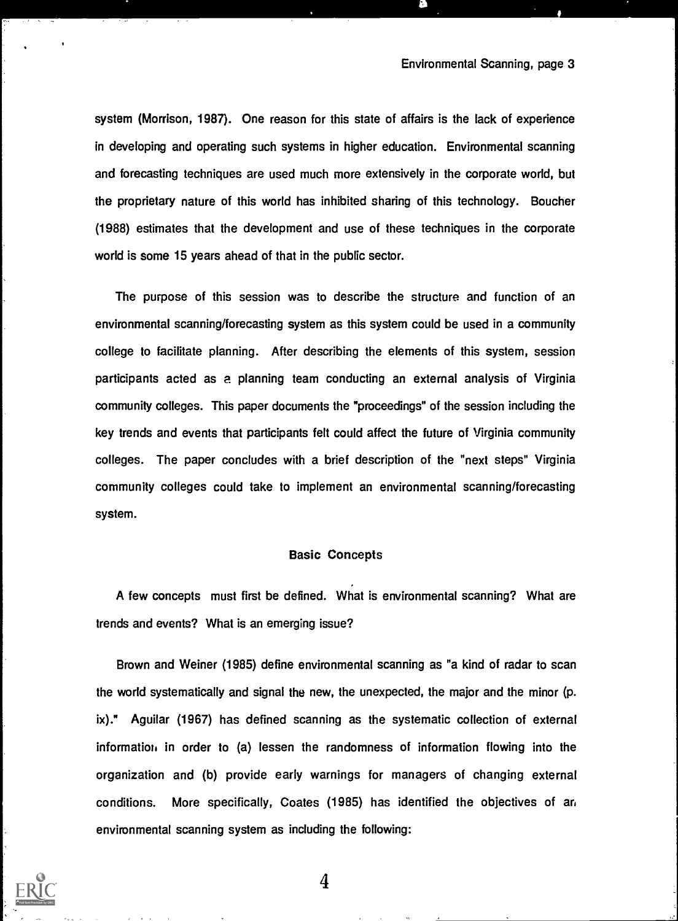system (Morrison, 1987). One reason for this state of affairs is the lack of experience in developing and operating such systems in higher education. Environmental scanning and forecasting techniques are used much more extensively in the corporate world, but the proprietary nature of this world has inhibited sharing of this technology. Boucher (1988) estimates that the development and use of these techniques in the corporate world is some 15 years ahead of that in the public sector.

The purpose of this session was to describe the structure and function of an environmental scanning/forecasting system as this system could be used in a community college to facilitate planning. After describing the elements of this system, session participants acted as a planning team conducting an external analysis of Virginia community colleges. This paper documents the "proceedings" of the session including the key trends and events that participants felt could affect the future of Virginia community colleges. The paper concludes with a brief description of the "next steps" Virginia community colleges could take to implement an environmental scanning/forecasting system.

## Basic Concepts

A few concepts must first be defined. What is environmental scanning? What are trends and events? What is an emerging issue?

Brown and Weiner (1985) define environmental scanning as "a kind of radar to scan the world systematically and signal the new, the unexpected, the major and the minor (p. ix)." Aguilar (1967) has defined scanning as the systematic collection of external information in order to (a) lessen the randomness of information flowing into the organization and (b) provide early warnings for managers of changing external conditions. More specifically, Coates (1985) has identified the objectives of an environmental scanning system as including the following: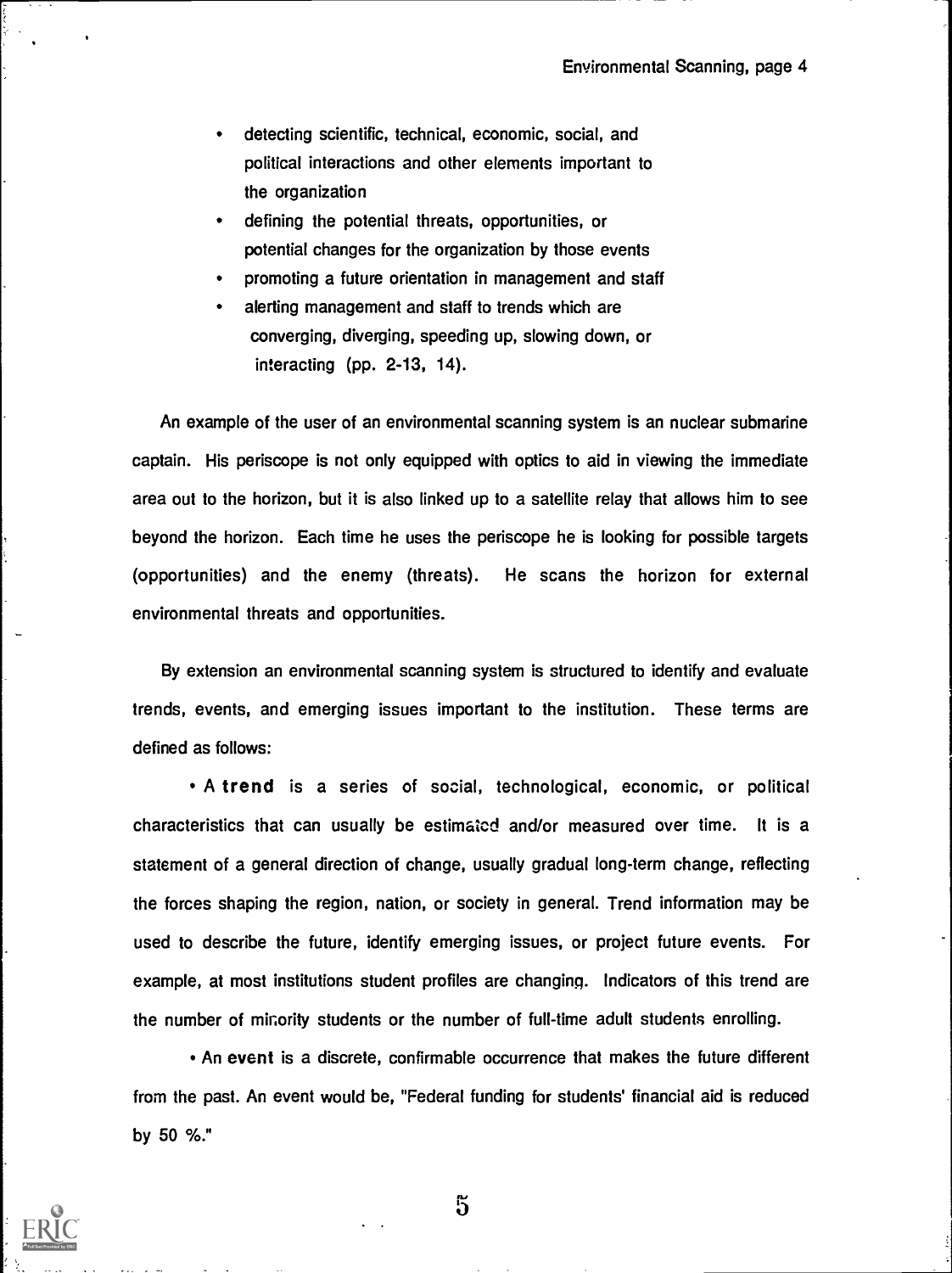- detecting scientific, technical, economic, social, and political interactions and other elements important to the organization
- defining the potential threats, opportunities, or potential changes for the organization by those events
- promoting a future orientation in management and staff
- alerting management and staff to trends which are converging, diverging, speeding up, slowing down, or interacting (pp. 2-13, 14).

An example of the user of an environmental scanning system is an nuclear submarine captain. His periscope is not only equipped with optics to aid in viewing the immediate area out to the horizon, but it is also linked up to a satellite relay that allows him to see beyond the horizon. Each time he uses the periscope he is looking for possible targets (opportunities) and the enemy (threats). He scans the horizon for external environmental threats and opportunities.

By extension an environmental scanning system is structured to identify and evaluate trends, events, and emerging issues important to the institution. These terms are defined as follows:

- A **trend** is a series of social, technological, economic, or political characteristics that can usually be estimated and/or measured over time. It is a statement of a general direction of change, usually gradual long-term change, reflecting the forces shaping the region, nation, or society in general. Trend information may be used to describe the future, identify emerging issues, or project future events. For example, at most institutions student profiles are changing. Indicators of this trend are the number of minority students or the number of full-time adult students enrolling.

- An **event** is a discrete, confirmable occurrence that makes the future different from the past. An event would be, "Federal funding for students' financial aid is reduced by 50 %."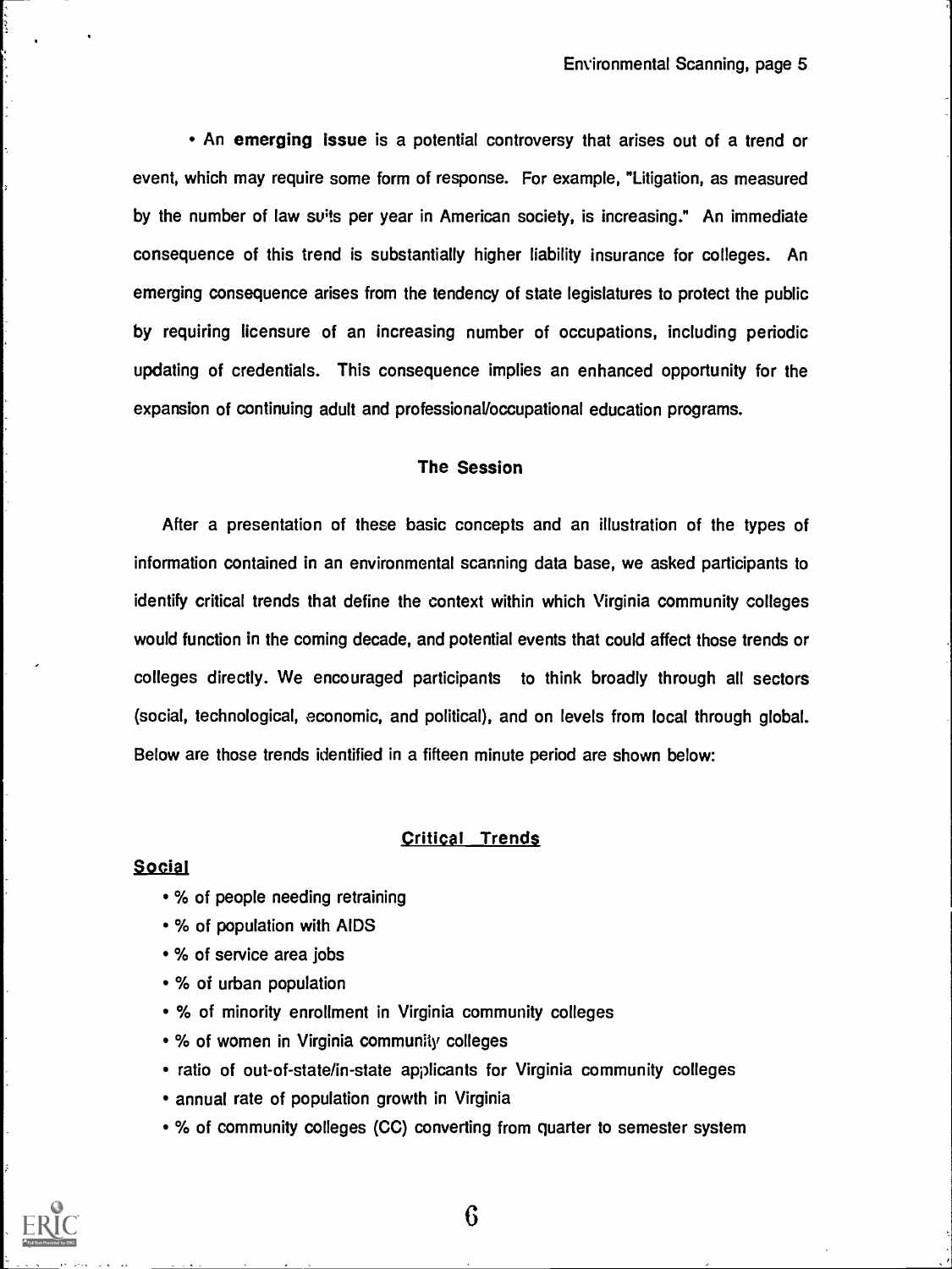• An **emerging issue** is a potential controversy that arises out of a trend or event, which may require some form of response. For example, "Litigation, as measured by the number of law suits per year in American society, is increasing." An immediate consequence of this trend is substantially higher liability insurance for colleges. An emerging consequence arises from the tendency of state legislatures to protect the public by requiring licensure of an increasing number of occupations, including periodic updating of credentials. This consequence implies an enhanced opportunity for the expansion of continuing adult and professional/occupational education programs.

## The Session

After a presentation of these basic concepts and an illustration of the types of information contained in an environmental scanning data base, we asked participants to identify critical trends that define the context within which Virginia community colleges would function in the coming decade, and potential events that could affect those trends or colleges directly. We encouraged participants to think broadly through all sectors (social, technological, economic, and political), and on levels from local through global. Below are those trends identified in a fifteen minute period are shown below:

### Critical Trends

**Social**

- % of people needing retraining
- % of population with AIDS
- % of service area jobs
- % of urban population
- % of minority enrollment in Virginia community colleges
- % of women in Virginia community colleges
- ratio of out-of-state/in-state applicants for Virginia community colleges
- annual rate of population growth in Virginia
- % of community colleges (CC) converting from quarter to semester system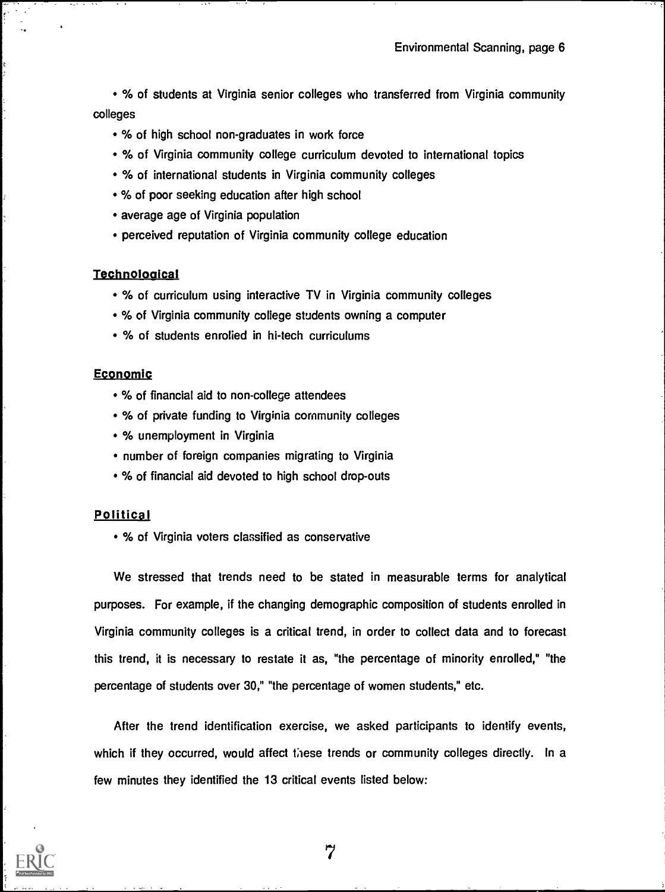- % of students at Virginia senior colleges who transferred from Virginia community colleges
- % of high school non-graduates in work force
- % of Virginia community college curriculum devoted to international topics
- % of international students in Virginia community colleges
- % of poor seeking education after high school
- average age of Virginia population
- perceived reputation of Virginia community college education

**Technological**

- % of curriculum using interactive TV in Virginia community colleges
- % of Virginia community college students owning a computer
- % of students enrolled in hi-tech curriculums

**Economic**

- % of financial aid to non-college attendees
- % of private funding to Virginia community colleges
- % unemployment in Virginia
- number of foreign companies migrating to Virginia
- % of financial aid devoted to high school drop-outs

**Political**

- % of Virginia voters classified as conservative

We stressed that trends need to be stated in measurable terms for analytical purposes. For example, if the changing demographic composition of students enrolled in Virginia community colleges is a critical trend, in order to collect data and to forecast this trend, it is necessary to restate it as, "the percentage of minority enrolled," "the percentage of students over 30," "the percentage of women students," etc.

After the trend identification exercise, we asked participants to identify events, which if they occurred, would affect these trends or community colleges directly. In a few minutes they identified the 13 critical events listed below: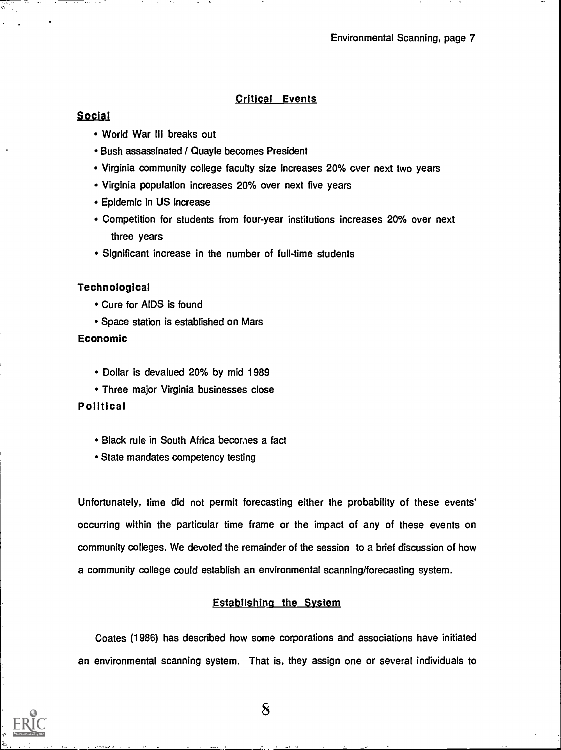## Critical Events

### Social

- World War III breaks out
- Bush assassinated / Quayle becomes President
- Virginia community college faculty size increases 20% over next two years
- Virginia population increases 20% over next five years
- Epidemic in US increase
- Competition for students from four-year institutions increases 20% over next three years
- Significant increase in the number of full-time students

### Technological

- Cure for AIDS is found
- Space station is established on Mars

### Economic

- Dollar is devalued 20% by mid 1989
- Three major Virginia businesses close

### Political

- Black rule in South Africa becomes a fact
- State mandates competency testing

Unfortunately, time did not permit forecasting either the probability of these events' occurring within the particular time frame or the impact of any of these events on community colleges. We devoted the remainder of the session to a brief discussion of how a community college could establish an environmental scanning/forecasting system.

## Establishing the System

Coates (1986) has described how some corporations and associations have initiated an environmental scanning system. That is, they assign one or several individuals to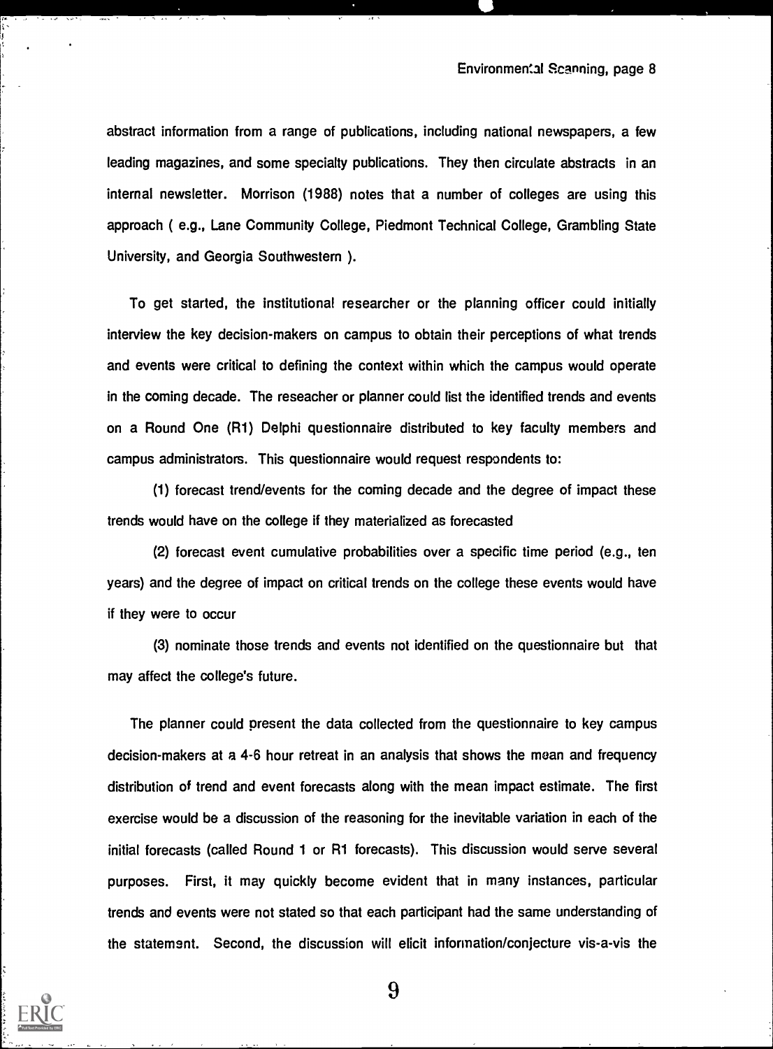abstract information from a range of publications, including national newspapers, a few leading magazines, and some specialty publications. They then circulate abstracts in an internal newsletter. Morrison (1988) notes that a number of colleges are using this approach ( e.g., Lane Community College, Piedmont Technical College, Grambling State University, and Georgia Southwestern ).

To get started, the institutional researcher or the planning officer could initially interview the key decision-makers on campus to obtain their perceptions of what trends and events were critical to defining the context within which the campus would operate in the coming decade. The reseacher or planner could list the identified trends and events on a Round One (R1) Delphi questionnaire distributed to key faculty members and campus administrators. This questionnaire would request respondents to:

(1) forecast trend/events for the coming decade and the degree of impact these trends would have on the college if they materialized as forecasted

(2) forecast event cumulative probabilities over a specific time period (e.g., ten years) and the degree of impact on critical trends on the college these events would have if they were to occur

(3) nominate those trends and events not identified on the questionnaire but that may affect the college's future.

The planner could present the data collected from the questionnaire to key campus decision-makers at a 4-6 hour retreat in an analysis that shows the mean and frequency distribution of trend and event forecasts along with the mean impact estimate. The first exercise would be a discussion of the reasoning for the inevitable variation in each of the initial forecasts (called Round 1 or R1 forecasts). This discussion would serve several purposes. First, it may quickly become evident that in many instances, particular trends and events were not stated so that each participant had the same understanding of the statement. Second, the discussion will elicit information/conjecture vis-a-vis the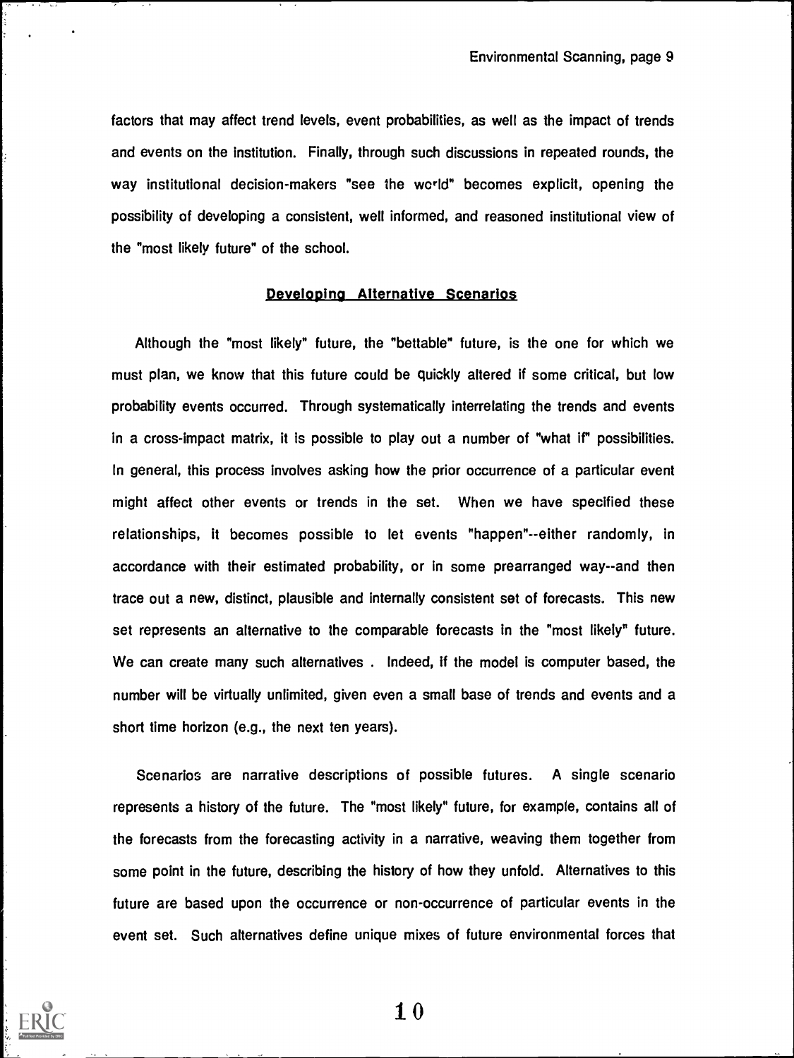factors that may affect trend levels, event probabilities, as well as the impact of trends and events on the institution. Finally, through such discussions in repeated rounds, the way institutional decision-makers "see the world" becomes explicit, opening the possibility of developing a consistent, well informed, and reasoned institutional view of the "most likely future" of the school.

## Developing Alternative Scenarios

Although the "most likely" future, the "bettable" future, is the one for which we must plan, we know that this future could be quickly altered if some critical, but low probability events occurred. Through systematically interrelating the trends and events in a cross-impact matrix, it is possible to play out a number of "what if" possibilities. In general, this process involves asking how the prior occurrence of a particular event might affect other events or trends in the set. When we have specified these relationships, it becomes possible to let events "happen"--either randomly, in accordance with their estimated probability, or in some prearranged way--and then trace out a new, distinct, plausible and internally consistent set of forecasts. This new set represents an alternative to the comparable forecasts in the "most likely" future. We can create many such alternatives . Indeed, if the model is computer based, the number will be virtually unlimited, given even a small base of trends and events and a short time horizon (e.g., the next ten years).

Scenarios are narrative descriptions of possible futures. A single scenario represents a history of the future. The "most likely" future, for example, contains all of the forecasts from the forecasting activity in a narrative, weaving them together from some point in the future, describing the history of how they unfold. Alternatives to this future are based upon the occurrence or non-occurrence of particular events in the event set. Such alternatives define unique mixes of future environmental forces that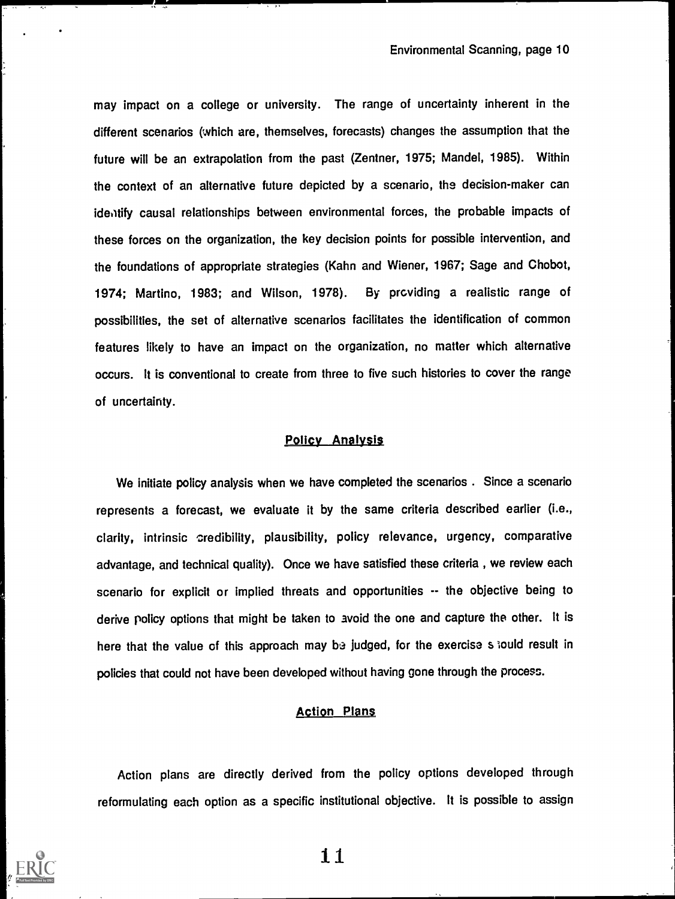may impact on a college or university. The range of uncertainty inherent in the different scenarios (which are, themselves, forecasts) changes the assumption that the future will be an extrapolation from the past (Zentner, 1975; Mandel, 1985). Within the context of an alternative future depicted by a scenario, the decision-maker can identify causal relationships between environmental forces, the probable impacts of these forces on the organization, the key decision points for possible intervention, and the foundations of appropriate strategies (Kahn and Wiener, 1967; Sage and Chobot, 1974; Martino, 1983; and Wilson, 1978). By providing a realistic range of possibilities, the set of alternative scenarios facilitates the identification of common features likely to have an impact on the organization, no matter which alternative occurs. It is conventional to create from three to five such histories to cover the range of uncertainty.

## Policy Analysis

We initiate policy analysis when we have completed the scenarios . Since a scenario represents a forecast, we evaluate it by the same criteria described earlier (i.e., clarity, intrinsic credibility, plausibility, policy relevance, urgency, comparative advantage, and technical quality). Once we have satisfied these criteria , we review each scenario for explicit or implied threats and opportunities -- the objective being to derive policy options that might be taken to avoid the one and capture the other. It is here that the value of this approach may be judged, for the exercise should result in policies that could not have been developed without having gone through the process.

## Action Plans

Action plans are directly derived from the policy options developed through reformulating each option as a specific institutional objective. It is possible to assign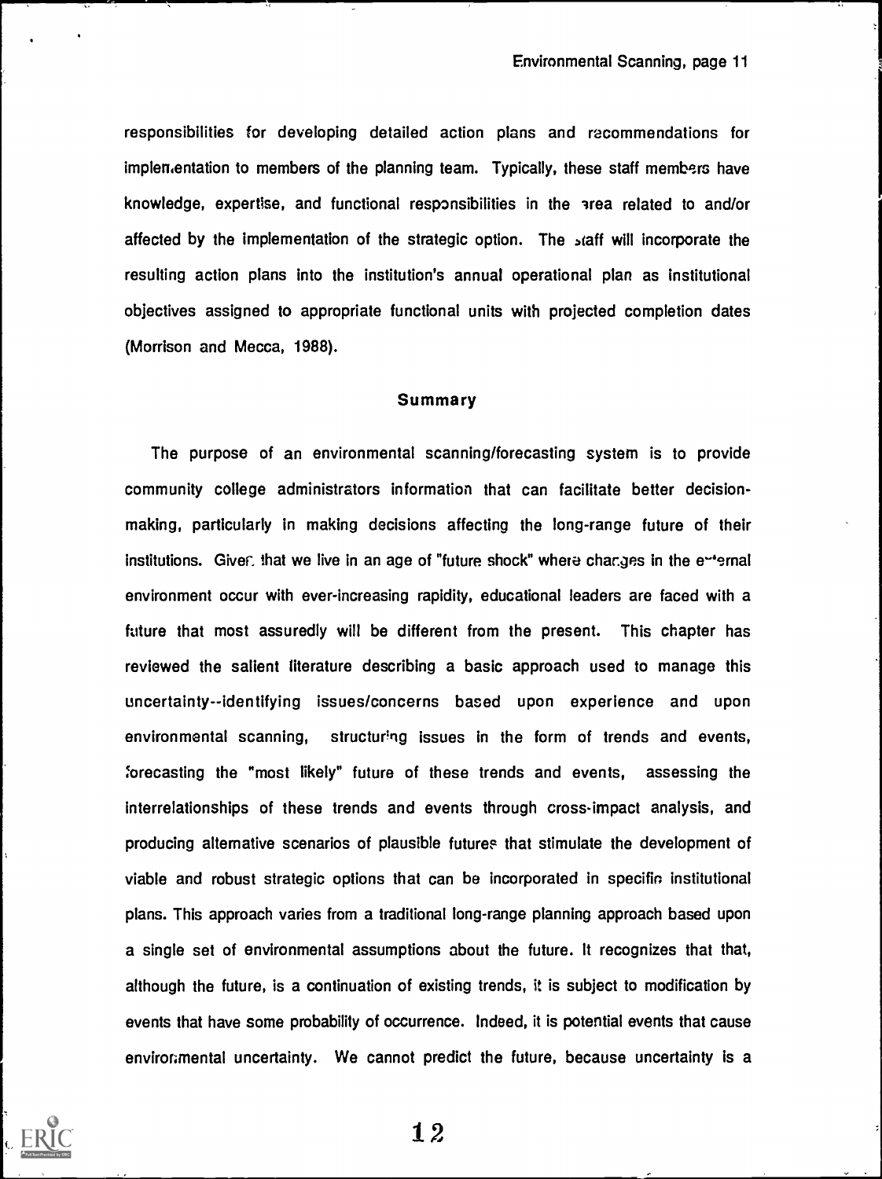responsibilities for developing detailed action plans and recommendations for implementation to members of the planning team. Typically, these staff members have knowledge, expertise, and functional responsibilities in the area related to and/or affected by the implementation of the strategic option. The staff will incorporate the resulting action plans into the institution's annual operational plan as institutional objectives assigned to appropriate functional units with projected completion dates (Morrison and Mecca, 1988).

## Summary

The purpose of an environmental scanning/forecasting system is to provide community college administrators information that can facilitate better decision-making, particularly in making decisions affecting the long-range future of their institutions. Given that we live in an age of "future shock" where changes in the external environment occur with ever-increasing rapidity, educational leaders are faced with a future that most assuredly will be different from the present. This chapter has reviewed the salient literature describing a basic approach used to manage this uncertainty--identifying issues/concerns based upon experience and upon environmental scanning, structuring issues in the form of trends and events, forecasting the "most likely" future of these trends and events, assessing the interrelationships of these trends and events through cross-impact analysis, and producing alternative scenarios of plausible futures that stimulate the development of viable and robust strategic options that can be incorporated in specific institutional plans. This approach varies from a traditional long-range planning approach based upon a single set of environmental assumptions about the future. It recognizes that that, although the future, is a continuation of existing trends, it is subject to modification by events that have some probability of occurrence. Indeed, it is potential events that cause environmental uncertainty. We cannot predict the future, because uncertainty is a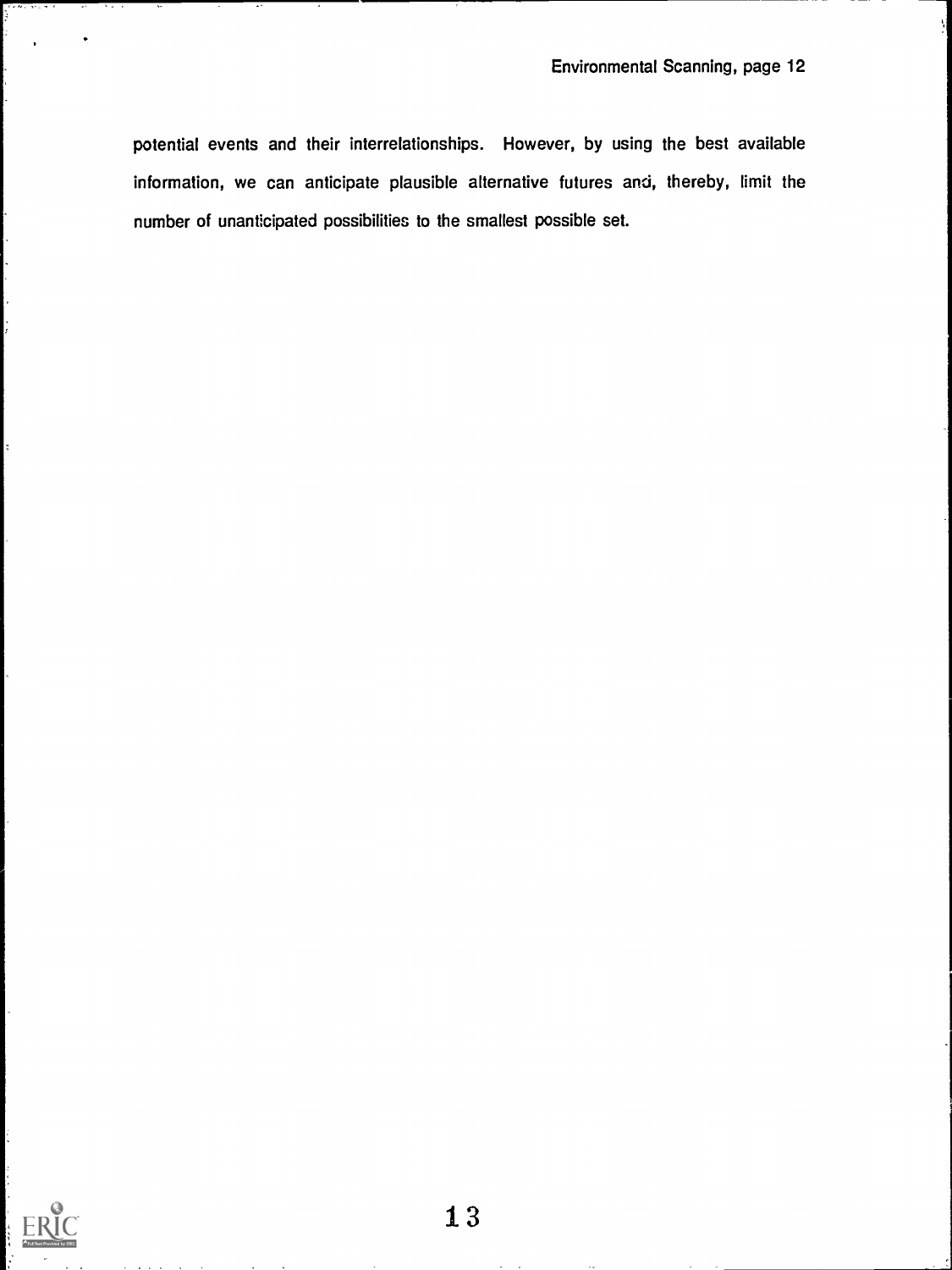potential events and their interrelationships. However, by using the best available information, we can anticipate plausible alternative futures and, thereby, limit the number of unanticipated possibilities to the smallest possible set.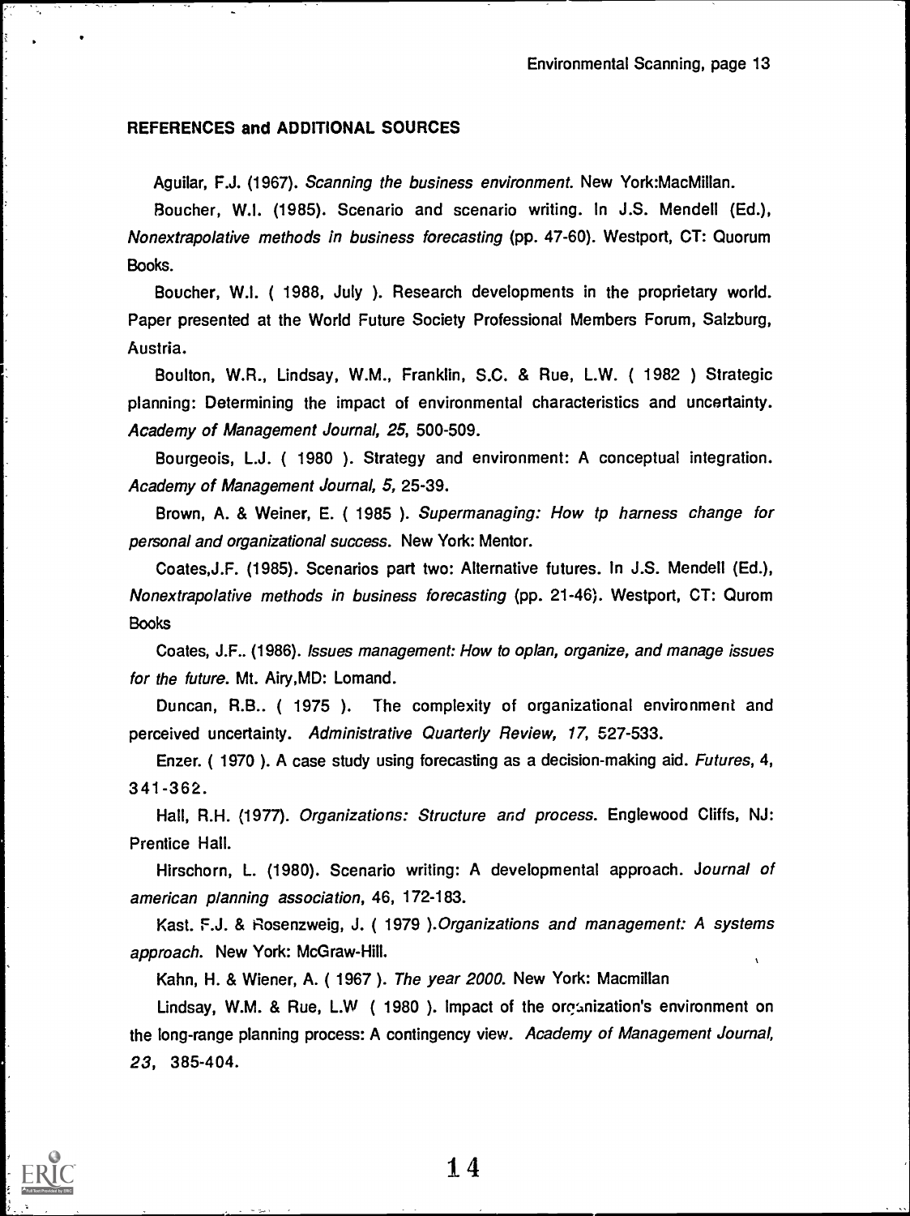## REFERENCES and ADDITIONAL SOURCES

Aguilar, F.J. (1967). *Scanning the business environment.* New York:MacMillan.

Boucher, W.I. (1985). Scenario and scenario writing. In J.S. Mendell (Ed.), *Nonextrapolative methods in business forecasting* (pp. 47-60). Westport, CT: Quorum Books.

Boucher, W.I. ( 1988, July ). Research developments in the proprietary world. Paper presented at the World Future Society Professional Members Forum, Salzburg, Austria.

Boulton, W.R., Lindsay, W.M., Franklin, S.C. & Rue, L.W. ( 1982 ) Strategic planning: Determining the impact of environmental characteristics and uncertainty. *Academy of Management Journal, 25,* 500-509.

Bourgeois, L.J. ( 1980 ). Strategy and environment: A conceptual integration. *Academy of Management Journal, 5,* 25-39.

Brown, A. & Weiner, E. ( 1985 ). *Supermanaging: How tp harness change for personal and organizational success.* New York: Mentor.

Coates,J.F. (1985). Scenarios part two: Alternative futures. In J.S. Mendell (Ed.), *Nonextrapolative methods in business forecasting* (pp. 21-46). Westport, CT: Qurom Books

Coates, J.F.. (1986). *Issues management: How to oplan, organize, and manage issues for the future.* Mt. Airy,MD: Lomand.

Duncan, R.B.. ( 1975 ). The complexity of organizational environment and perceived uncertainty. *Administrative Quarterly Review, 17,* 527-533.

Enzer. ( 1970 ). A case study using forecasting as a decision-making aid. *Futures,* 4, 341-362.

Hall, R.H. (1977). *Organizations: Structure and process.* Englewood Cliffs, NJ: Prentice Hall.

Hirschorn, L. (1980). Scenario writing: A developmental approach. *Journal of american planning association,* 46, 172-183.

Kast. F.J. & Rosenzweig, J. ( 1979 ).*Organizations and management: A systems approach.* New York: McGraw-Hill.

Kahn, H. & Wiener, A. ( 1967 ). *The year 2000.* New York: Macmillan

Lindsay, W.M. & Rue, L.W ( 1980 ). Impact of the organization's environment on the long-range planning process: A contingency view. *Academy of Management Journal, 23,* 385-404.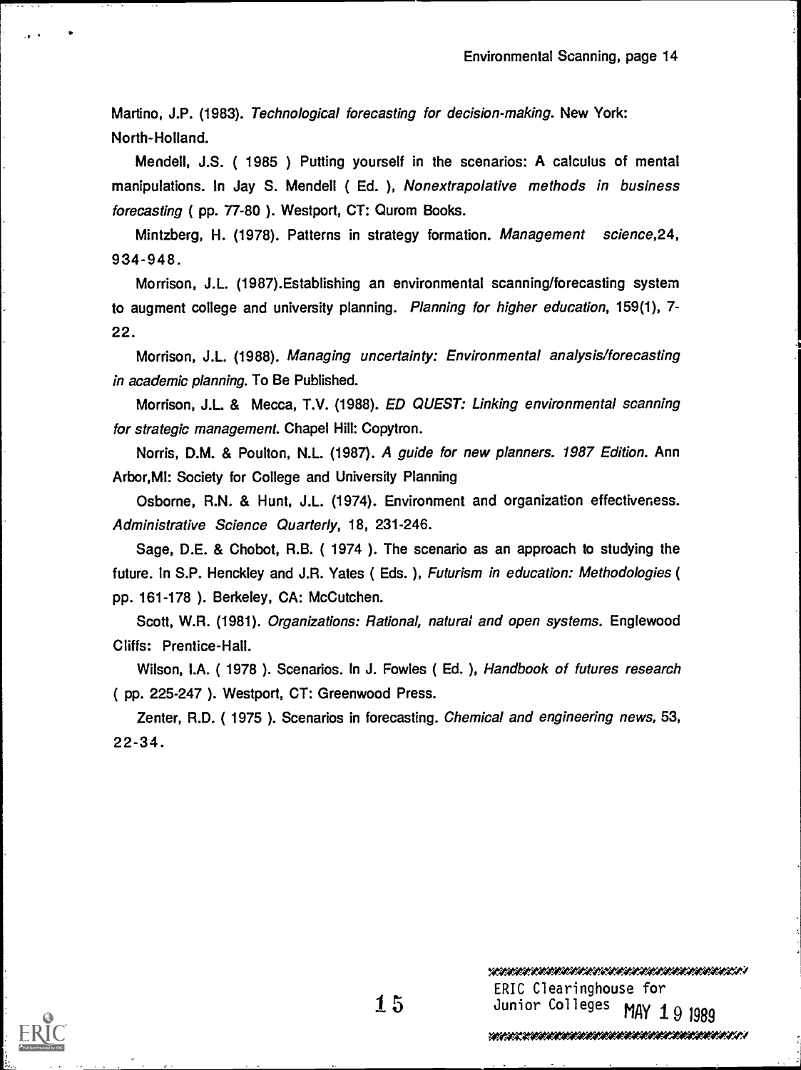Martino, J.P. (1983). *Technological forecasting for decision-making*. New York: North-Holland.

Mendell, J.S. ( 1985 ) Putting yourself in the scenarios: A calculus of mental manipulations. In Jay S. Mendell ( Ed. ), *Nonextrapolative methods in business forecasting* ( pp. 77-80 ). Westport, CT: Qurom Books.

Mintzberg, H. (1978). Patterns in strategy formation. *Management science*,24, 934-948.

Morrison, J.L. (1987).Establishing an environmental scanning/forecasting system to augment college and university planning. *Planning for higher education*, 159(1), 7-22.

Morrison, J.L. (1988). *Managing uncertainty: Environmental analysis/forecasting in academic planning*. To Be Published.

Morrison, J.L. & Mecca, T.V. (1988). *ED QUEST: Linking environmental scanning for strategic management*. Chapel Hill: Copytron.

Norris, D.M. & Poulton, N.L. (1987). *A guide for new planners. 1987 Edition*. Ann Arbor,MI: Society for College and University Planning

Osborne, R.N. & Hunt, J.L. (1974). Environment and organization effectiveness. *Administrative Science Quarterly*, 18, 231-246.

Sage, D.E. & Chobot, R.B. ( 1974 ). The scenario as an approach to studying the future. In S.P. Henckley and J.R. Yates ( Eds. ), *Futurism in education: Methodologies* ( pp. 161-178 ). Berkeley, CA: McCutchen.

Scott, W.R. (1981). *Organizations: Rational, natural and open systems*. Englewood Cliffs: Prentice-Hall.

Wilson, I.A. ( 1978 ). Scenarios. In J. Fowles ( Ed. ), *Handbook of futures research* ( pp. 225-247 ). Westport, CT: Greenwood Press.

Zenter, R.D. ( 1975 ). Scenarios in forecasting. *Chemical and engineering news*, 53, 22-34.

ERIC Clearinghouse for Junior Colleges MAY 19 1989